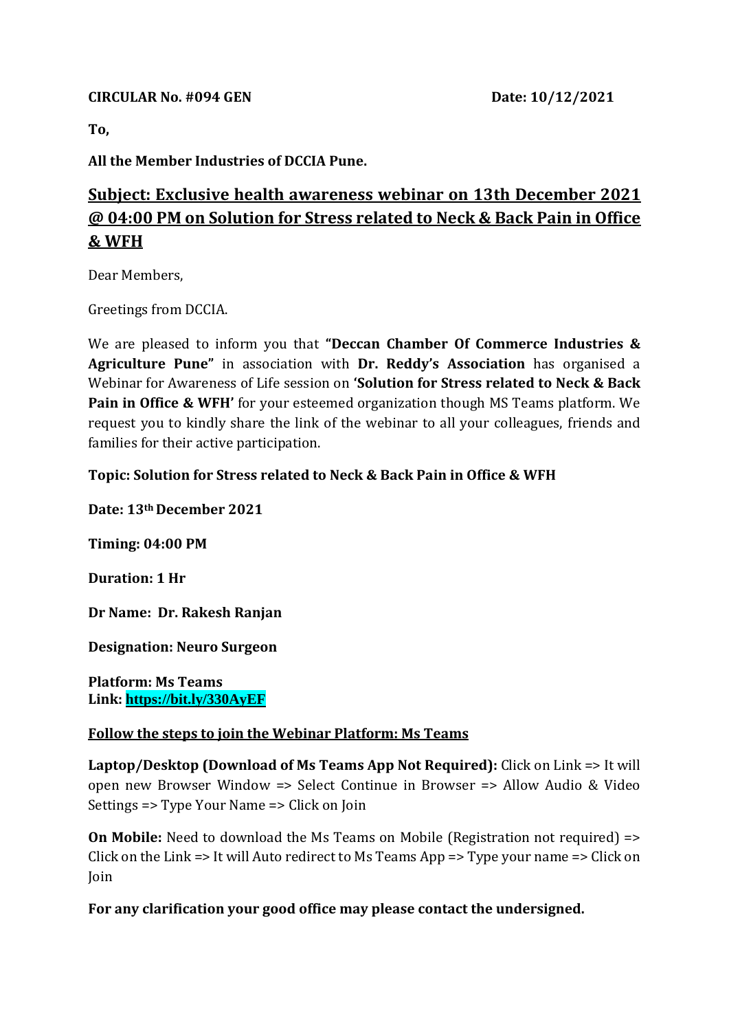**CIRCULAR No. #094 GEN** **Date: 10/12/2021**

**To,**

**All the Member Industries of DCCIA Pune.**

## Subject: Exclusive health awareness webinar on 13th December 2021 @ 04:00 PM on Solution for Stress related to Neck & Back Pain in Office & WFH

Dear Members,

Greetings from DCCIA.

We are pleased to inform you that **"Deccan Chamber Of Commerce Industries & Agriculture Pune"** in association with **Dr. Reddy's Association** has organised a Webinar for Awareness of Life session on **'Solution for Stress related to Neck & Back Pain in Office & WFH'** for your esteemed organization though MS Teams platform. We request you to kindly share the link of the webinar to all your colleagues, friends and families for their active participation.

**Topic: Solution for Stress related to Neck & Back Pain in Office & WFH**

**Date: 13th December 2021**

**Timing: 04:00 PM**

**Duration: 1 Hr**

**Dr Name: Dr. Rakesh Ranjan**

**Designation: Neuro Surgeon**

**Platform: Ms Teams**
**Link: https://bit.ly/330AyEF**

**Follow the steps to join the Webinar Platform: Ms Teams**

**Laptop/Desktop (Download of Ms Teams App Not Required):** Click on Link => It will open new Browser Window => Select Continue in Browser => Allow Audio & Video Settings => Type Your Name => Click on Join

**On Mobile:** Need to download the Ms Teams on Mobile (Registration not required) => Click on the Link => It will Auto redirect to Ms Teams App => Type your name => Click on Join

**For any clarification your good office may please contact the undersigned.**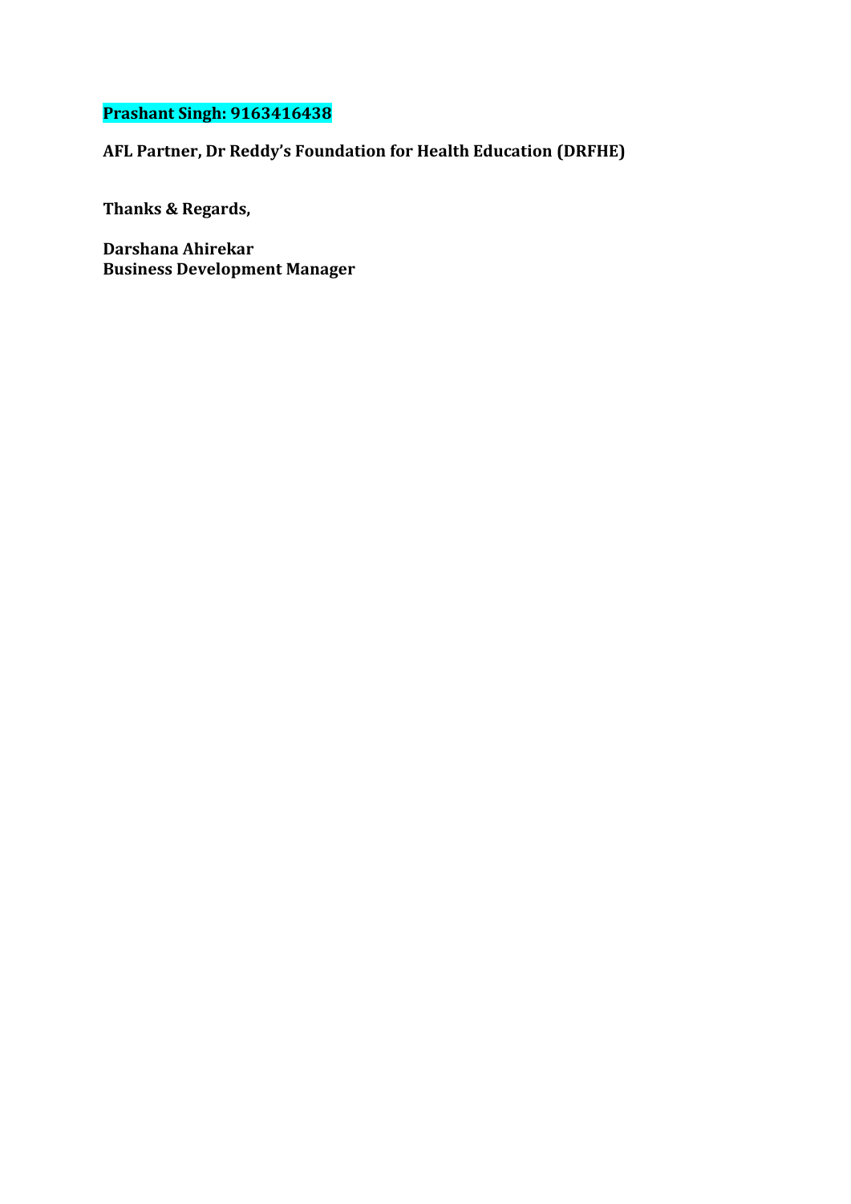**Prashant Singh: 9163416438**

**AFL Partner, Dr Reddy's Foundation for Health Education (DRFHE)**

**Thanks & Regards,**

**Darshana Ahirekar**
**Business Development Manager**